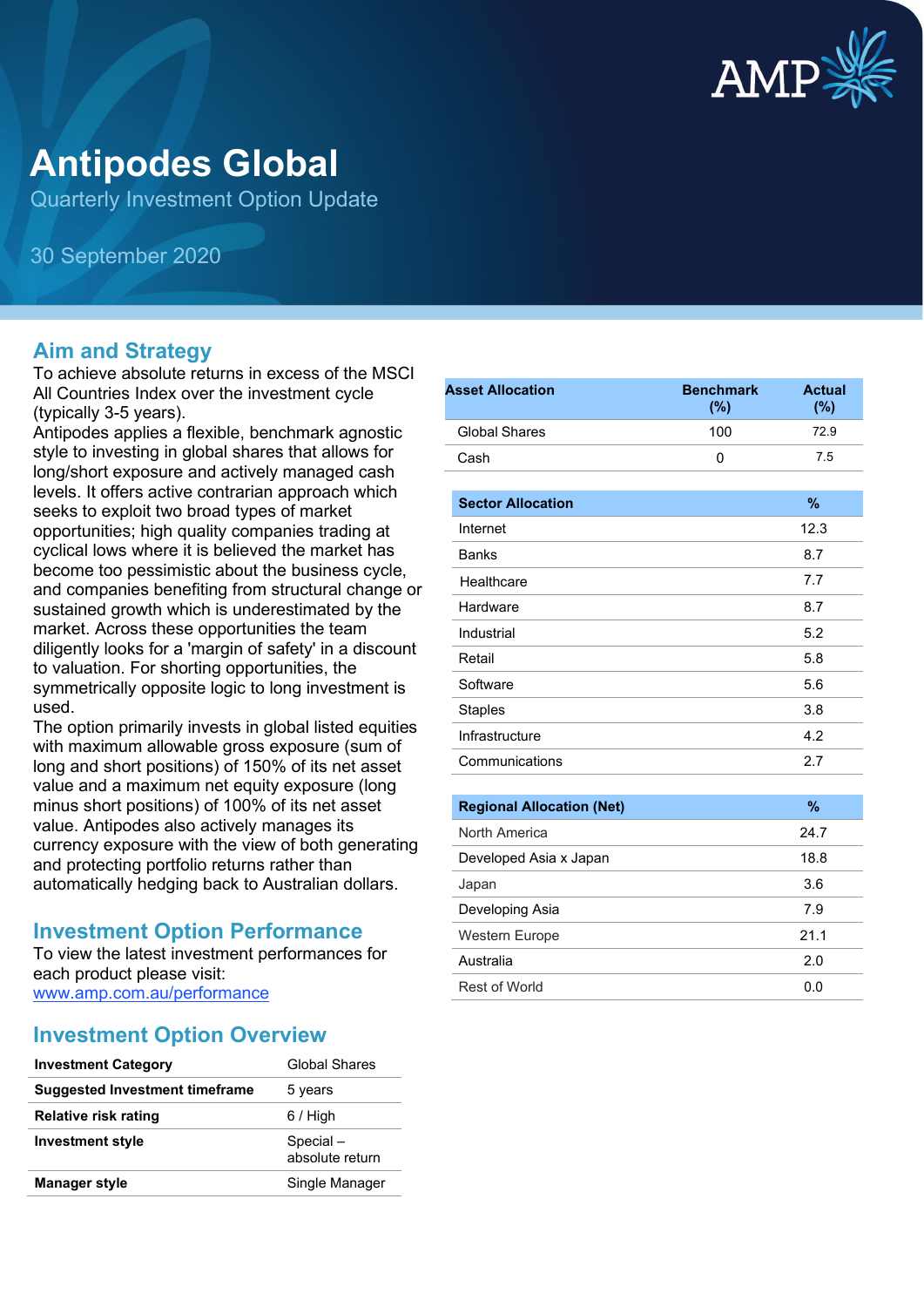# Antipodes Global

Quarterly Investment Option Update

30 September 2020

## Aim and Strategy

To achieve absolute returns in excess of the MSCI All Countries Index over the investment cycle (typically 3-5 years).

Antipodes applies a flexible, benchmark agnostic style to investing in global shares that allows for long/short exposure and actively managed cash levels. It offers active contrarian approach which seeks to exploit two broad types of market opportunities; high quality companies trading at cyclical lows where it is believed the market has become too pessimistic about the business cycle, and companies benefiting from structural change or sustained growth which is underestimated by the market. Across these opportunities the team diligently looks for a 'margin of safety' in a discount to valuation. For shorting opportunities, the symmetrically opposite logic to long investment is used.

The option primarily invests in global listed equities with maximum allowable gross exposure (sum of long and short positions) of 150% of its net asset value and a maximum net equity exposure (long minus short positions) of 100% of its net asset value. Antipodes also actively manages its currency exposure with the view of both generating and protecting portfolio returns rather than automatically hedging back to Australian dollars.

## Investment Option Performance

To view the latest investment performances for each product please visit:
www.amp.com.au/performance

## Investment Option Overview

| | |
|---|---|
| **Investment Category** | Global Shares |
| **Suggested Investment timeframe** | 5 years |
| **Relative risk rating** | 6 / High |
| **Investment style** | Special – absolute return |
| **Manager style** | Single Manager |

| Asset Allocation | Benchmark (%) | Actual (%) |
|---|---|---|
| Global Shares | 100 | 72.9 |
| Cash | 0 | 7.5 |

| Sector Allocation | % |
|---|---|
| Internet | 12.3 |
| Banks | 8.7 |
| Healthcare | 7.7 |
| Hardware | 8.7 |
| Industrial | 5.2 |
| Retail | 5.8 |
| Software | 5.6 |
| Staples | 3.8 |
| Infrastructure | 4.2 |
| Communications | 2.7 |

| Regional Allocation (Net) | % |
|---|---|
| North America | 24.7 |
| Developed Asia x Japan | 18.8 |
| Japan | 3.6 |
| Developing Asia | 7.9 |
| Western Europe | 21.1 |
| Australia | 2.0 |
| Rest of World | 0.0 |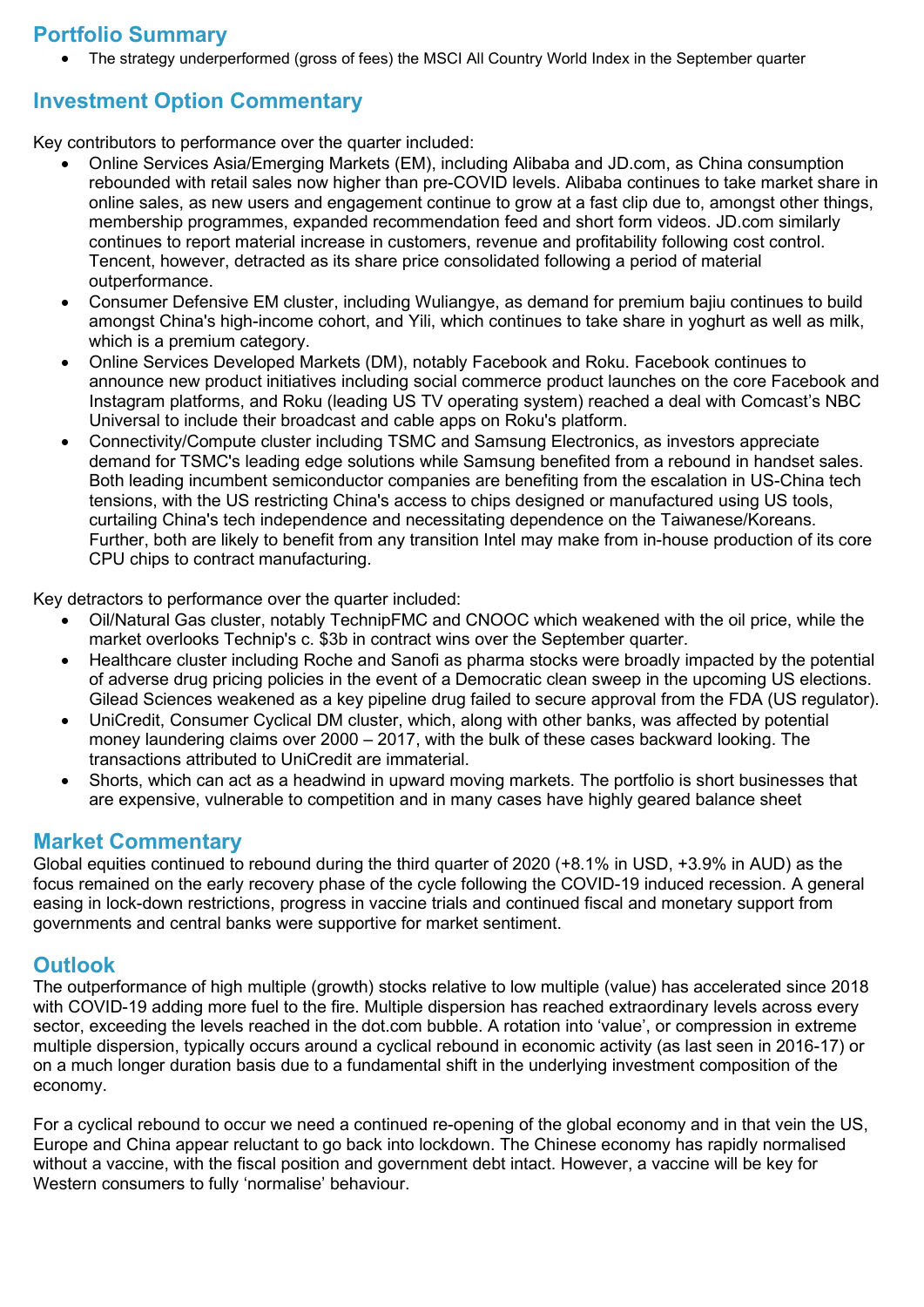## Portfolio Summary

- The strategy underperformed (gross of fees) the MSCI All Country World Index in the September quarter

## Investment Option Commentary

Key contributors to performance over the quarter included:

- Online Services Asia/Emerging Markets (EM), including Alibaba and JD.com, as China consumption rebounded with retail sales now higher than pre-COVID levels. Alibaba continues to take market share in online sales, as new users and engagement continue to grow at a fast clip due to, amongst other things, membership programmes, expanded recommendation feed and short form videos. JD.com similarly continues to report material increase in customers, revenue and profitability following cost control. Tencent, however, detracted as its share price consolidated following a period of material outperformance.
- Consumer Defensive EM cluster, including Wuliangye, as demand for premium bajiu continues to build amongst China's high-income cohort, and Yili, which continues to take share in yoghurt as well as milk, which is a premium category.
- Online Services Developed Markets (DM), notably Facebook and Roku. Facebook continues to announce new product initiatives including social commerce product launches on the core Facebook and Instagram platforms, and Roku (leading US TV operating system) reached a deal with Comcast's NBC Universal to include their broadcast and cable apps on Roku's platform.
- Connectivity/Compute cluster including TSMC and Samsung Electronics, as investors appreciate demand for TSMC's leading edge solutions while Samsung benefited from a rebound in handset sales. Both leading incumbent semiconductor companies are benefiting from the escalation in US-China tech tensions, with the US restricting China's access to chips designed or manufactured using US tools, curtailing China's tech independence and necessitating dependence on the Taiwanese/Koreans. Further, both are likely to benefit from any transition Intel may make from in-house production of its core CPU chips to contract manufacturing.

Key detractors to performance over the quarter included:

- Oil/Natural Gas cluster, notably TechnipFMC and CNOOC which weakened with the oil price, while the market overlooks Technip's c. $3b in contract wins over the September quarter.
- Healthcare cluster including Roche and Sanofi as pharma stocks were broadly impacted by the potential of adverse drug pricing policies in the event of a Democratic clean sweep in the upcoming US elections. Gilead Sciences weakened as a key pipeline drug failed to secure approval from the FDA (US regulator).
- UniCredit, Consumer Cyclical DM cluster, which, along with other banks, was affected by potential money laundering claims over 2000 – 2017, with the bulk of these cases backward looking. The transactions attributed to UniCredit are immaterial.
- Shorts, which can act as a headwind in upward moving markets. The portfolio is short businesses that are expensive, vulnerable to competition and in many cases have highly geared balance sheet

## Market Commentary

Global equities continued to rebound during the third quarter of 2020 (+8.1% in USD, +3.9% in AUD) as the focus remained on the early recovery phase of the cycle following the COVID-19 induced recession. A general easing in lock-down restrictions, progress in vaccine trials and continued fiscal and monetary support from governments and central banks were supportive for market sentiment.

## Outlook

The outperformance of high multiple (growth) stocks relative to low multiple (value) has accelerated since 2018 with COVID-19 adding more fuel to the fire. Multiple dispersion has reached extraordinary levels across every sector, exceeding the levels reached in the dot.com bubble. A rotation into 'value', or compression in extreme multiple dispersion, typically occurs around a cyclical rebound in economic activity (as last seen in 2016-17) or on a much longer duration basis due to a fundamental shift in the underlying investment composition of the economy.

For a cyclical rebound to occur we need a continued re-opening of the global economy and in that vein the US, Europe and China appear reluctant to go back into lockdown. The Chinese economy has rapidly normalised without a vaccine, with the fiscal position and government debt intact. However, a vaccine will be key for Western consumers to fully 'normalise' behaviour.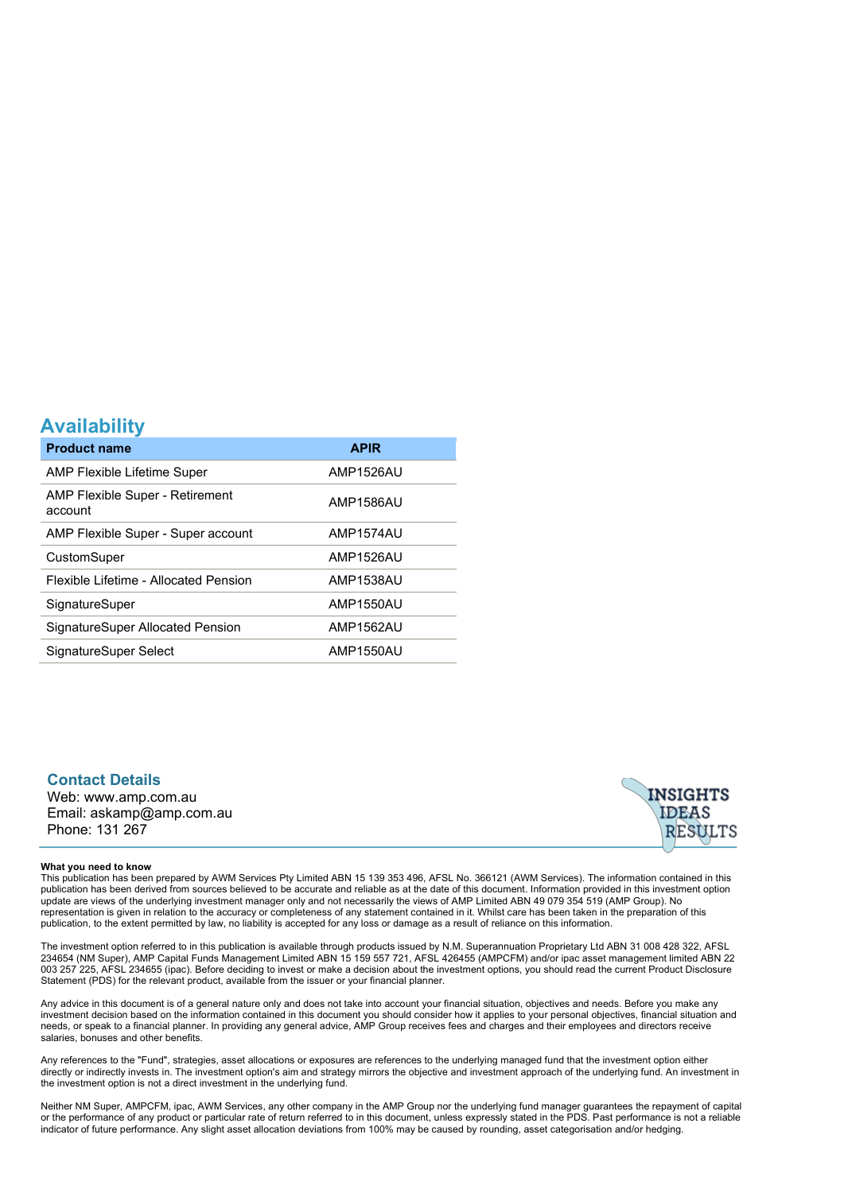## Availability

| Product name | APIR |
|---|---|
| AMP Flexible Lifetime Super | AMP1526AU |
| AMP Flexible Super - Retirement account | AMP1586AU |
| AMP Flexible Super - Super account | AMP1574AU |
| CustomSuper | AMP1526AU |
| Flexible Lifetime - Allocated Pension | AMP1538AU |
| SignatureSuper | AMP1550AU |
| SignatureSuper Allocated Pension | AMP1562AU |
| SignatureSuper Select | AMP1550AU |

## Contact Details

Web: www.amp.com.au
Email: askamp@amp.com.au
Phone: 131 267

INSIGHTS
IDEAS
RESULTS

**What you need to know**

This publication has been prepared by AWM Services Pty Limited ABN 15 139 353 496, AFSL No. 366121 (AWM Services). The information contained in this publication has been derived from sources believed to be accurate and reliable as at the date of this document. Information provided in this investment option update are views of the underlying investment manager only and not necessarily the views of AMP Limited ABN 49 079 354 519 (AMP Group). No representation is given in relation to the accuracy or completeness of any statement contained in it. Whilst care has been taken in the preparation of this publication, to the extent permitted by law, no liability is accepted for any loss or damage as a result of reliance on this information.

The investment option referred to in this publication is available through products issued by N.M. Superannuation Proprietary Ltd ABN 31 008 428 322, AFSL 234654 (NM Super), AMP Capital Funds Management Limited ABN 15 159 557 721, AFSL 426455 (AMPCFM) and/or ipac asset management limited ABN 22 003 257 225, AFSL 234655 (ipac). Before deciding to invest or make a decision about the investment options, you should read the current Product Disclosure Statement (PDS) for the relevant product, available from the issuer or your financial planner.

Any advice in this document is of a general nature only and does not take into account your financial situation, objectives and needs. Before you make any investment decision based on the information contained in this document you should consider how it applies to your personal objectives, financial situation and needs, or speak to a financial planner. In providing any general advice, AMP Group receives fees and charges and their employees and directors receive salaries, bonuses and other benefits.

Any references to the "Fund", strategies, asset allocations or exposures are references to the underlying managed fund that the investment option either directly or indirectly invests in. The investment option's aim and strategy mirrors the objective and investment approach of the underlying fund. An investment in the investment option is not a direct investment in the underlying fund.

Neither NM Super, AMPCFM, ipac, AWM Services, any other company in the AMP Group nor the underlying fund manager guarantees the repayment of capital or the performance of any product or particular rate of return referred to in this document, unless expressly stated in the PDS. Past performance is not a reliable indicator of future performance. Any slight asset allocation deviations from 100% may be caused by rounding, asset categorisation and/or hedging.